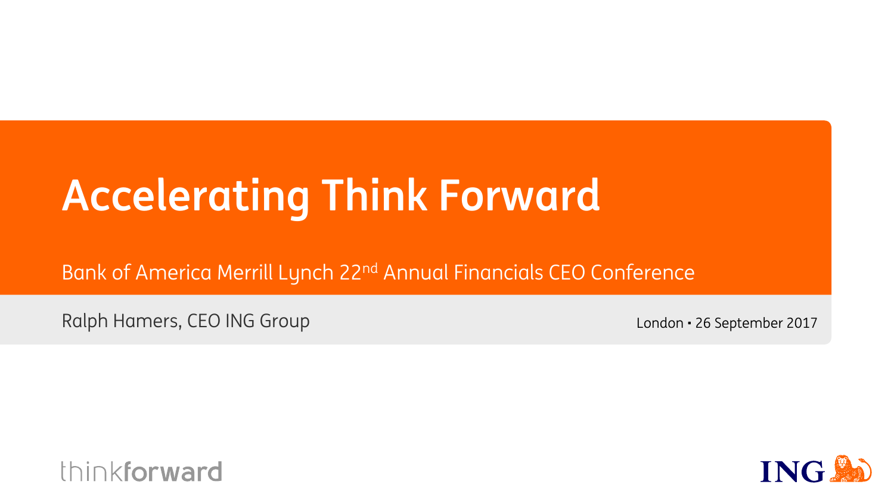# Accelerating Think Forward

Bank of America Merrill Lynch 22nd Annual Financials CEO Conference

Ralph Hamers, CEO ING Group

London • 26 September 2017

thinkforward

ING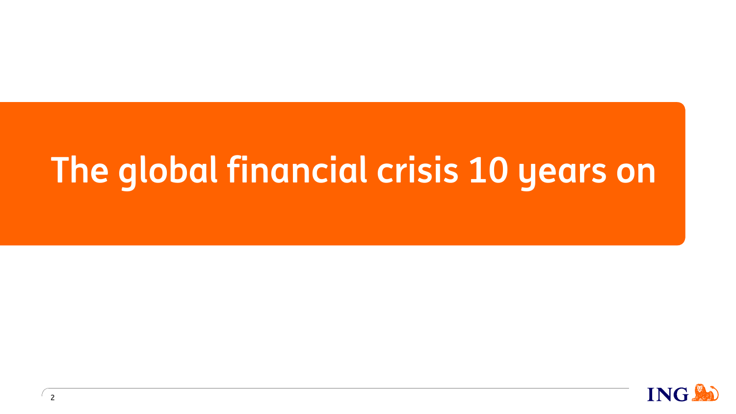# The global financial crisis 10 years on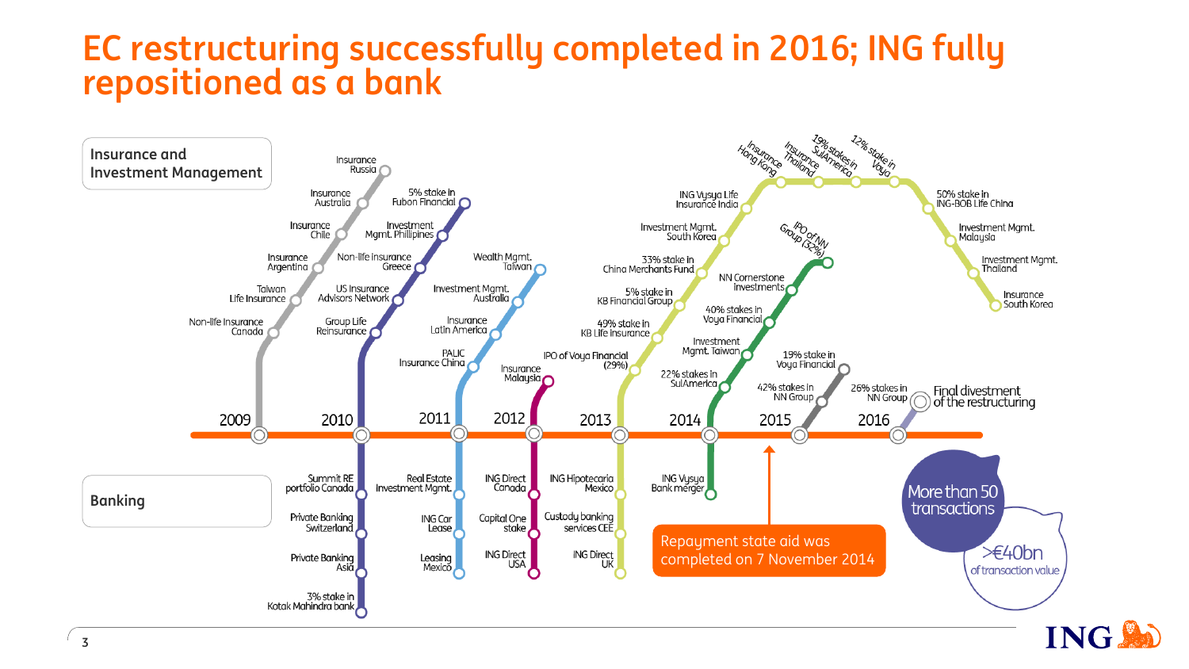# EC restructuring successfully completed in 2016; ING fully repositioned as a bank

**Insurance and Investment Management**

**2009**
- Non-life Insurance Canada
- Taiwan Life Insurance
- Insurance Argentina
- Insurance Chile
- Insurance Australia
- Insurance Russia

**2010**
- Group Life Reinsurance
- US Insurance Advisors Network
- Non-life Insurance Greece
- Investment Mgmt. Phillipines
- 5% stake in Fubon Financial

**2011**
- PALIC Insurance China
- Insurance Latin America
- Investment Mgmt. Australia
- Wealth Mgmt. Taiwan

**2012**
- Insurance Malaysia

**2013**
- IPO of Voya Financial (29%)
- 49% stake in KB Life Insurance
- 5% stake in KB Financial Group
- 33% stake in China Merchants Fund
- Investment Mgmt. South Korea
- ING Vysya Life Insurance India
- Insurance Hong Kong
- Insurance Thailand
- 19% stakes in SulAmerica
- 12% stake in Voya
- 50% stake in ING-BOB Life China
- Investment Mgmt. Malaysia
- Investment Mgmt. Thailand
- Insurance South Korea

**2014**
- 22% stakes in SulAmerica
- Investment Mgmt. Taiwan
- 40% stakes in Voya Financial
- NN Cornerstone Investments
- IPO of NN Group (32%)

**2015**
- 42% stakes in NN Group
- 19% stake in Voya Financial

**2016**
- 26% stakes in NN Group
- Final divestment of the restructuring

**Banking**

**2010**
- Summit RE portfolio Canada
- Private Banking Switzerland
- Private Banking Asia
- 3% stake in Kotak Mahindra bank

**2011**
- Real Estate Investment Mgmt.
- ING Car Lease
- Leasing Mexico

**2012**
- ING Direct Canada
- Capital One stake
- ING Direct USA

**2013**
- ING Hipotecaria Mexico
- Custody banking services CEE
- ING Direct UK

**2014**
- ING Vysya Bank merger

Repayment state aid was completed on 7 November 2014

More than 50 transactions

>€40bn of transaction value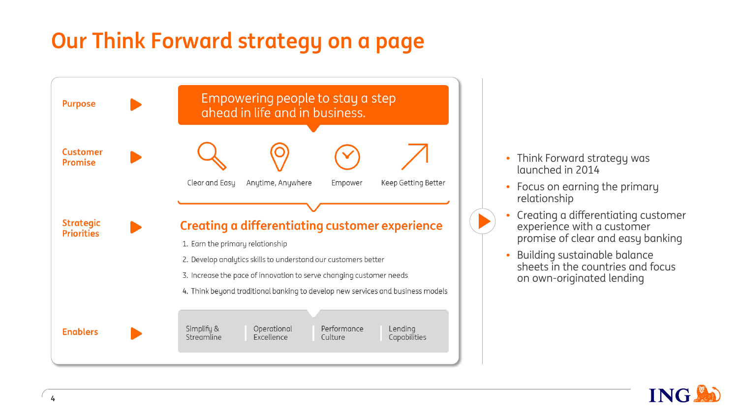# Our Think Forward strategy on a page

**Purpose**

Empowering people to stay a step ahead in life and in business.

**Customer Promise**

- Clear and Easy
- Anytime, Anywhere
- Empower
- Keep Getting Better

**Strategic Priorities**

## Creating a differentiating customer experience

1. Earn the primary relationship
2. Develop analytics skills to understand our customers better
3. Increase the pace of innovation to serve changing customer needs
4. Think beyond traditional banking to develop new services and business models

**Enablers**

| Simplify & Streamline | Operational Excellence | Performance Culture | Lending Capabilities |
|---|---|---|---|

- Think Forward strategy was launched in 2014
- Focus on earning the primary relationship
- Creating a differentiating customer experience with a customer promise of clear and easy banking
- Building sustainable balance sheets in the countries and focus on own-originated lending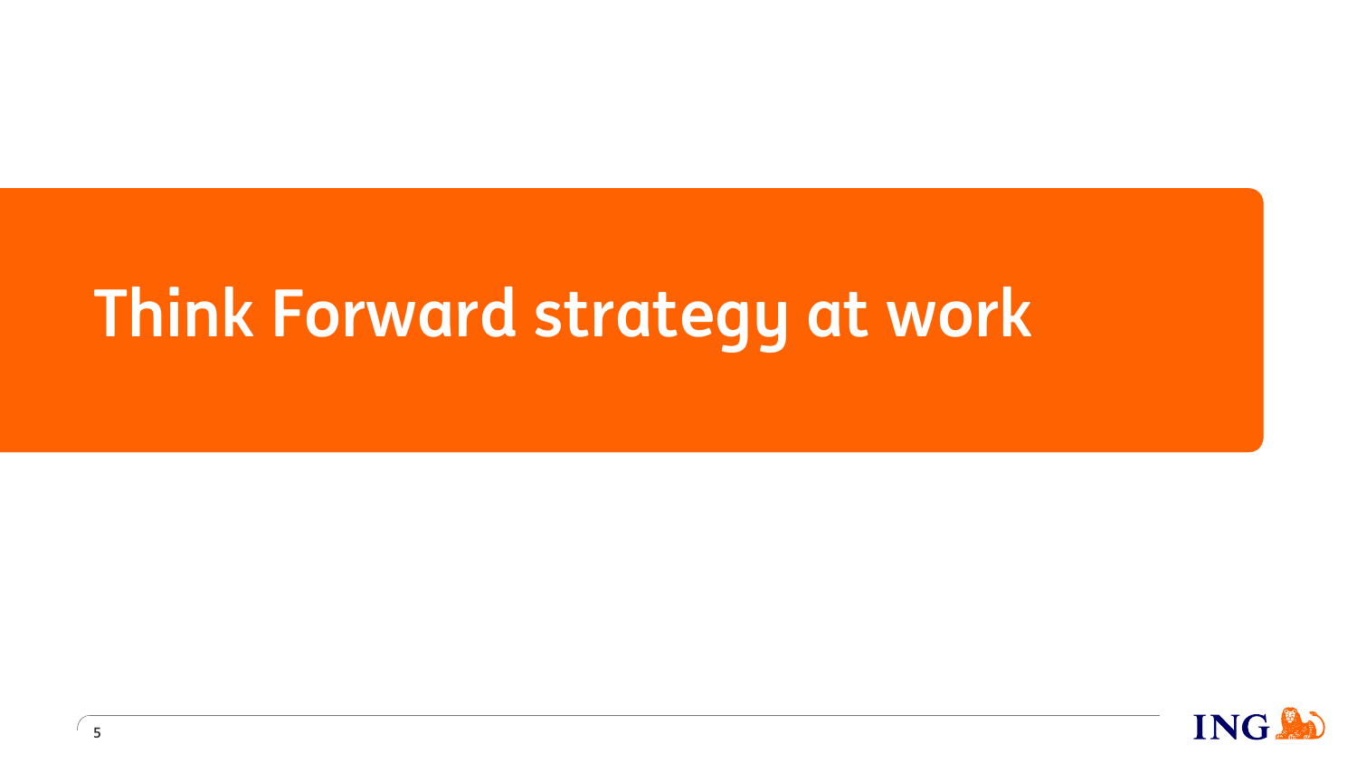# Think Forward strategy at work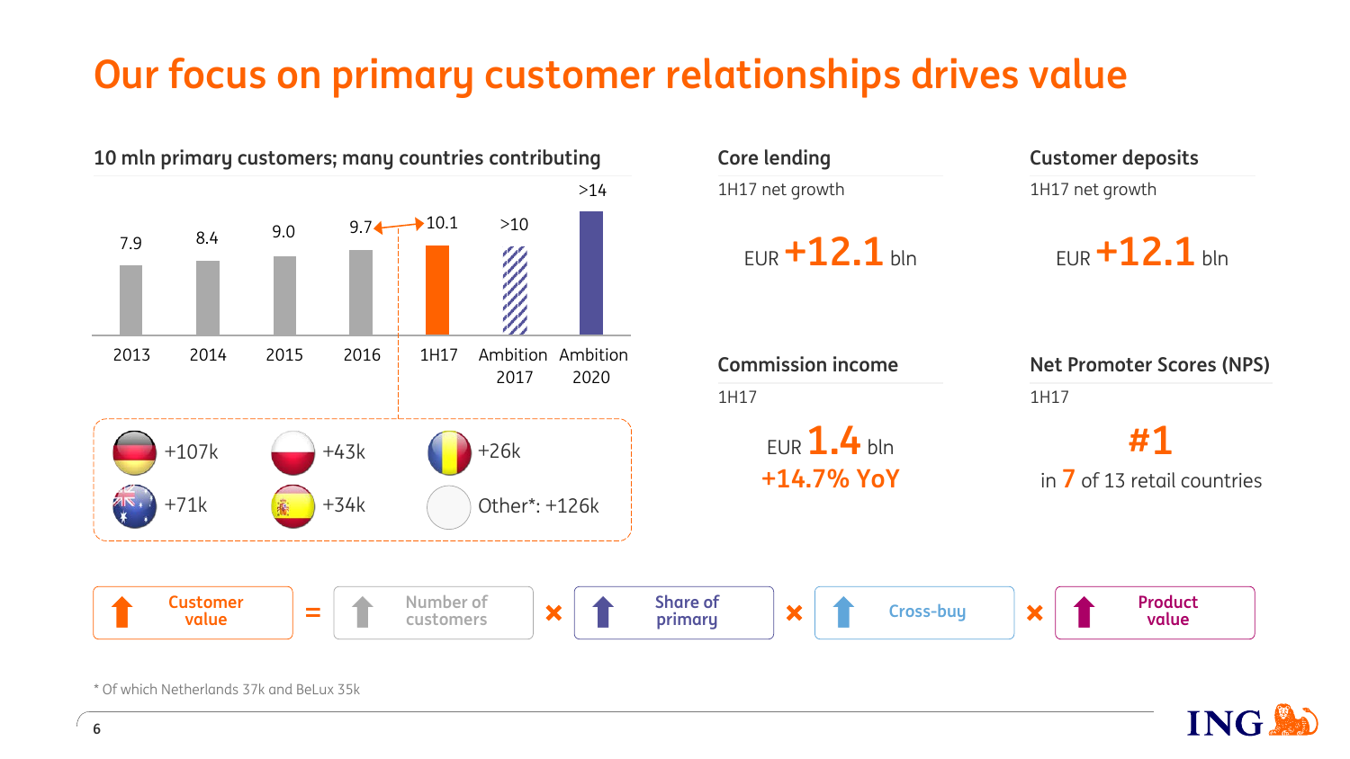# Our focus on primary customer relationships drives value

## 10 mln primary customers; many countries contributing

| 2013 | 2014 | 2015 | 2016 | 1H17 | Ambition 2017 | Ambition 2020 |
|---|---|---|---|---|---|---|
| 7.9 | 8.4 | 9.0 | 9.7 | 10.1 | >10 | >14 |

- Germany: +107k
- Poland: +43k
- Romania: +26k
- Australia: +71k
- Spain: +34k
- Other*: +126k

## Core lending

1H17 net growth

EUR **+12.1** bln

## Customer deposits

1H17 net growth

EUR **+12.1** bln

## Commission income

1H17

EUR **1.4** bln

**+14.7% YoY**

## Net Promoter Scores (NPS)

1H17

**#1**

in **7** of 13 retail countries

Customer value = Number of customers × Share of primary × Cross-buy × Product value

\* Of which Netherlands 37k and BeLux 35k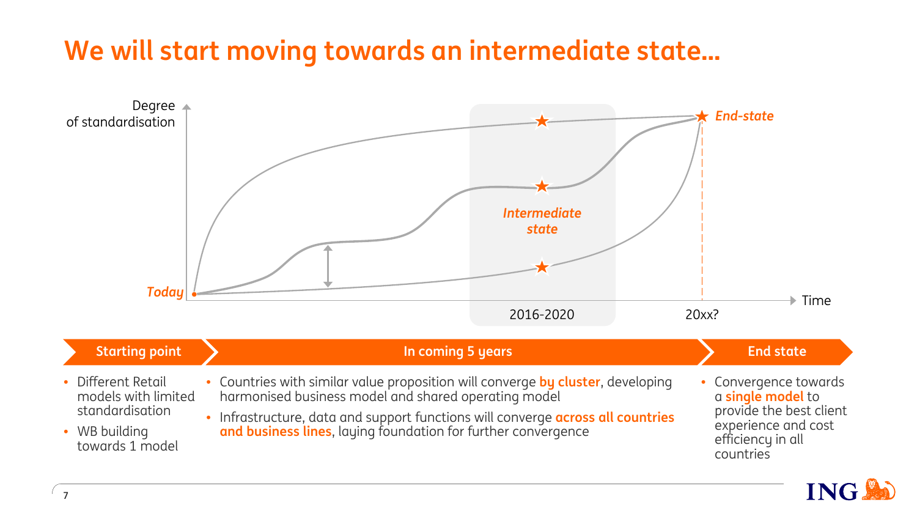# We will start moving towards an intermediate state…

Degree of standardisation

*Today*

*Intermediate state*

*End-state*

Time

2016-2020

20xx?

| Starting point | In coming 5 years | End state |
|---|---|---|
| • Different Retail models with limited standardisation<br>• WB building towards 1 model | • Countries with similar value proposition will converge **by cluster**, developing harmonised business model and shared operating model<br>• Infrastructure, data and support functions will converge **across all countries and business lines**, laying foundation for further convergence | • Convergence towards a **single model** to provide the best client experience and cost efficiency in all countries |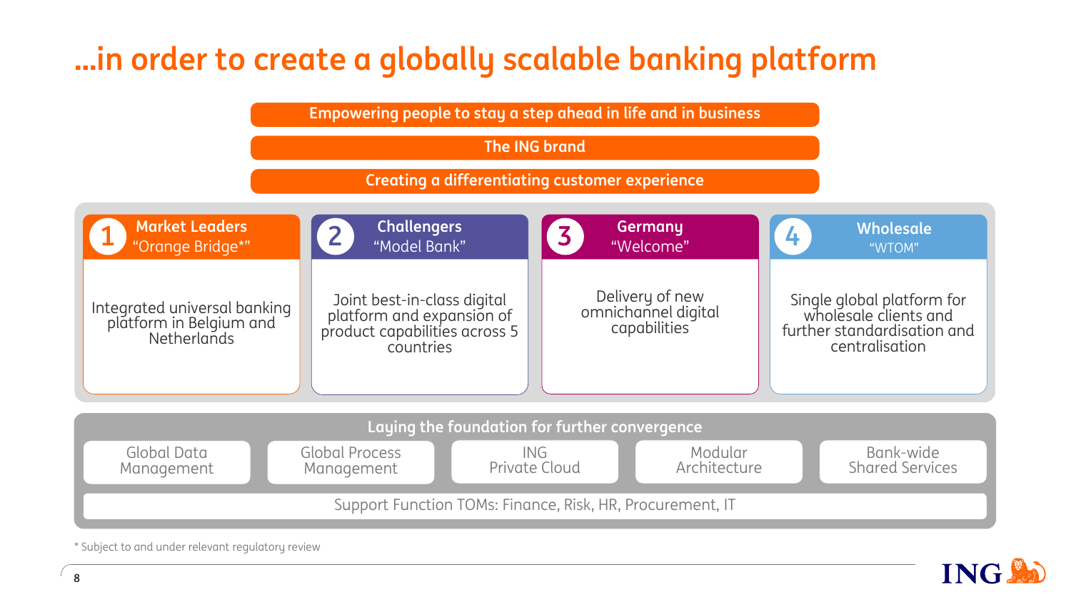# ...in order to create a globally scalable banking platform

**Empowering people to stay a step ahead in life and in business**

**The ING brand**

**Creating a differentiating customer experience**

| 1 Market Leaders "Orange Bridge*" | 2 Challengers "Model Bank" | 3 Germany "Welcome" | 4 Wholesale "WTOM" |
|---|---|---|---|
| Integrated universal banking platform in Belgium and Netherlands | Joint best-in-class digital platform and expansion of product capabilities across 5 countries | Delivery of new omnichannel digital capabilities | Single global platform for wholesale clients and further standardisation and centralisation |

**Laying the foundation for further convergence**

- Global Data Management
- Global Process Management
- ING Private Cloud
- Modular Architecture
- Bank-wide Shared Services

Support Function TOMs: Finance, Risk, HR, Procurement, IT

\* Subject to and under relevant regulatory review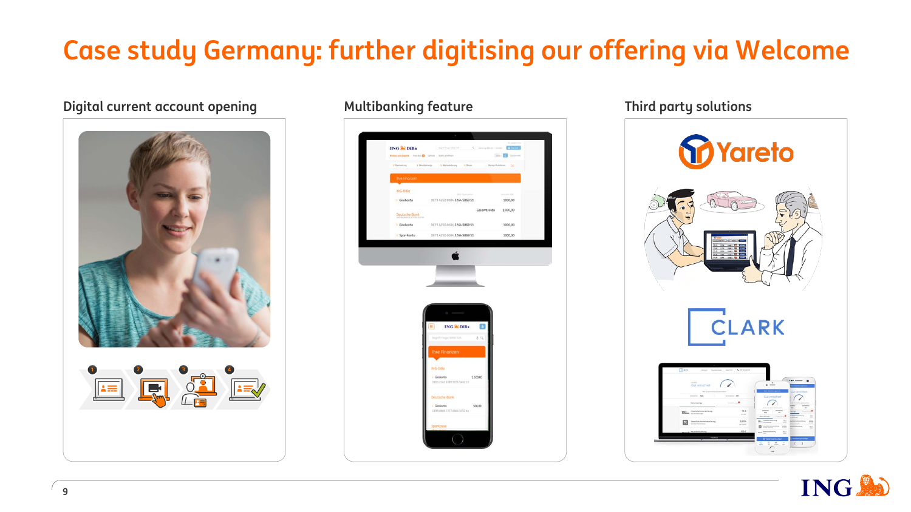# Case study Germany: further digitising our offering via Welcome

### Digital current account opening

### Multibanking feature

### Third party solutions

Yareto

CLARK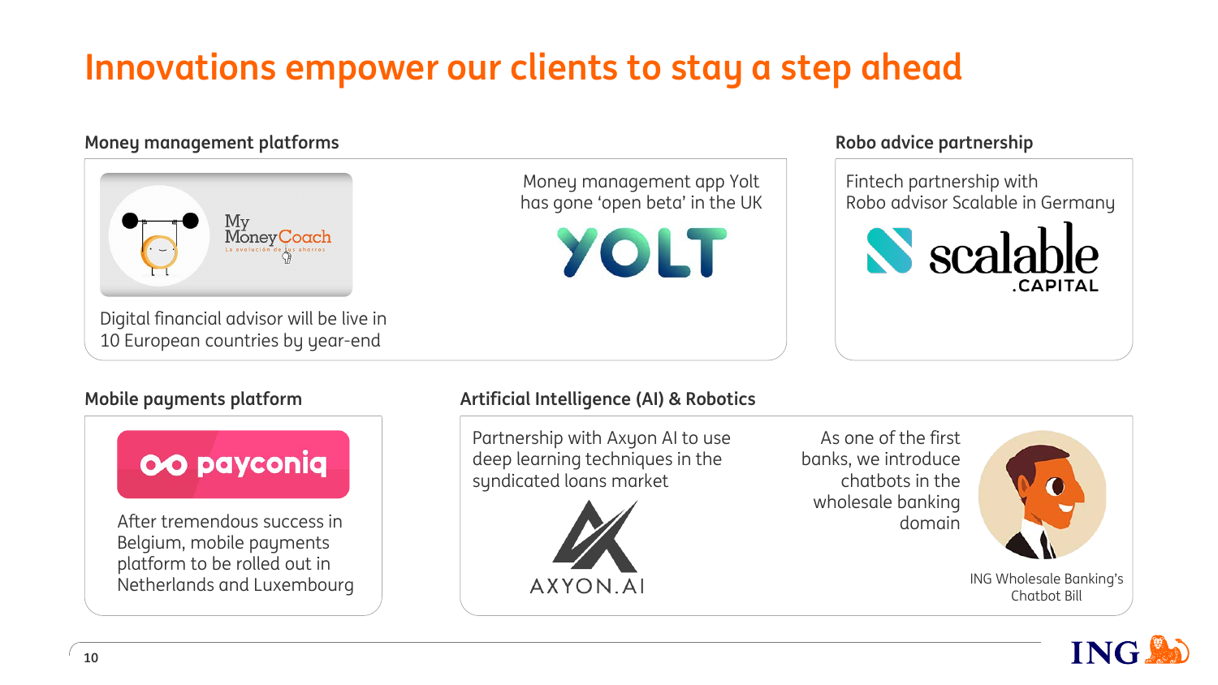# Innovations empower our clients to stay a step ahead

## Money management platforms

My Money Coach

Digital financial advisor will be live in 10 European countries by year-end

Money management app Yolt has gone 'open beta' in the UK

YOLT

## Robo advice partnership

Fintech partnership with Robo advisor Scalable in Germany

scalable .CAPITAL

## Mobile payments platform

payconiq

After tremendous success in Belgium, mobile payments platform to be rolled out in Netherlands and Luxembourg

## Artificial Intelligence (AI) & Robotics

Partnership with Axyon AI to use deep learning techniques in the syndicated loans market

AXYON.AI

As one of the first banks, we introduce chatbots in the wholesale banking domain

ING Wholesale Banking's Chatbot Bill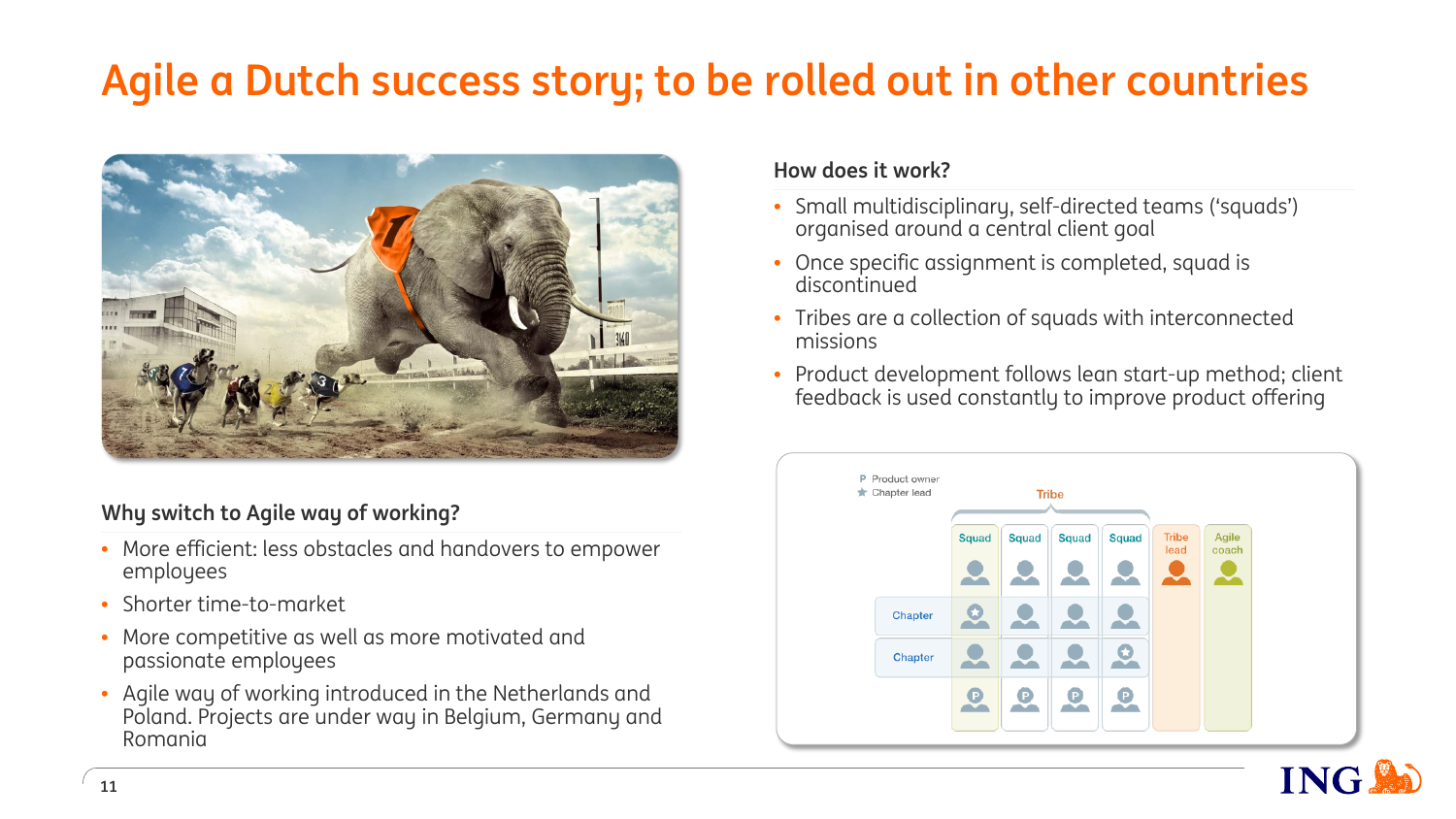# Agile a Dutch success story; to be rolled out in other countries

### Why switch to Agile way of working?

- More efficient: less obstacles and handovers to empower employees
- Shorter time-to-market
- More competitive as well as more motivated and passionate employees
- Agile way of working introduced in the Netherlands and Poland. Projects are under way in Belgium, Germany and Romania

### How does it work?

- Small multidisciplinary, self-directed teams ('squads') organised around a central client goal
- Once specific assignment is completed, squad is discontinued
- Tribes are a collection of squads with interconnected missions
- Product development follows lean start-up method; client feedback is used constantly to improve product offering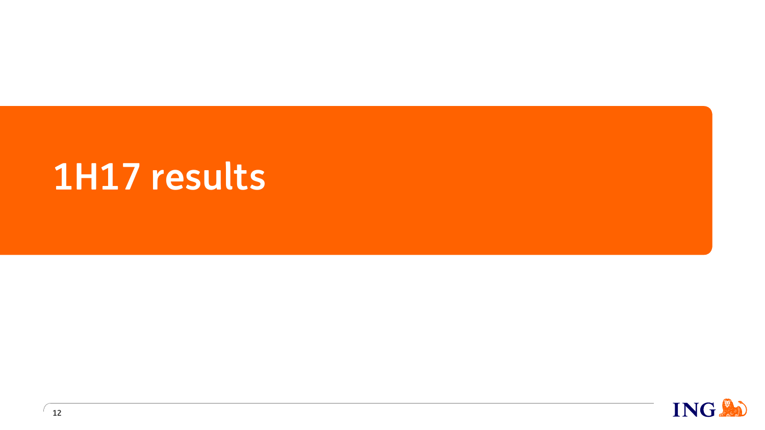# 1H17 results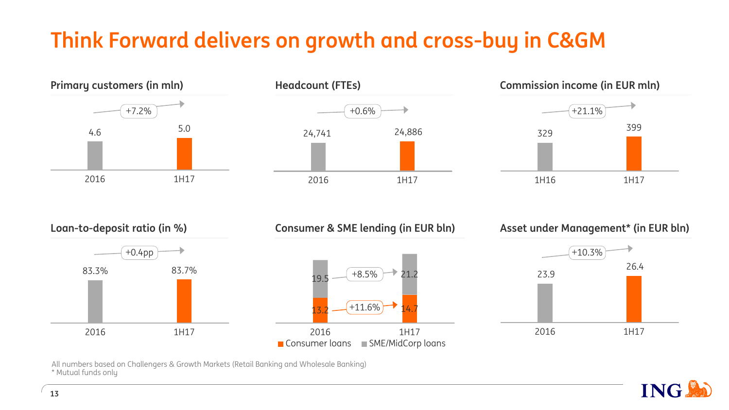# Think Forward delivers on growth and cross-buy in C&GM

### Primary customers (in mln)

| 2016 | 1H17 | Change |
|---|---|---|
| 4.6 | 5.0 | +7.2% |

### Headcount (FTEs)

| 2016 | 1H17 | Change |
|---|---|---|
| 24,741 | 24,886 | +0.6% |

### Commission income (in EUR mln)

| 1H16 | 1H17 | Change |
|---|---|---|
| 329 | 399 | +21.1% |

### Loan-to-deposit ratio (in %)

| 2016 | 1H17 | Change |
|---|---|---|
| 83.3% | 83.7% | +0.4pp |

### Consumer & SME lending (in EUR bln)

| | 2016 | 1H17 | Change |
|---|---|---|---|
| SME/MidCorp loans | 19.5 | 21.2 | +8.5% |
| Consumer loans | 13.2 | 14.7 | +11.6% |

### Asset under Management* (in EUR bln)

| 2016 | 1H17 | Change |
|---|---|---|
| 23.9 | 26.4 | +10.3% |

All numbers based on Challengers & Growth Markets (Retail Banking and Wholesale Banking)

* Mutual funds only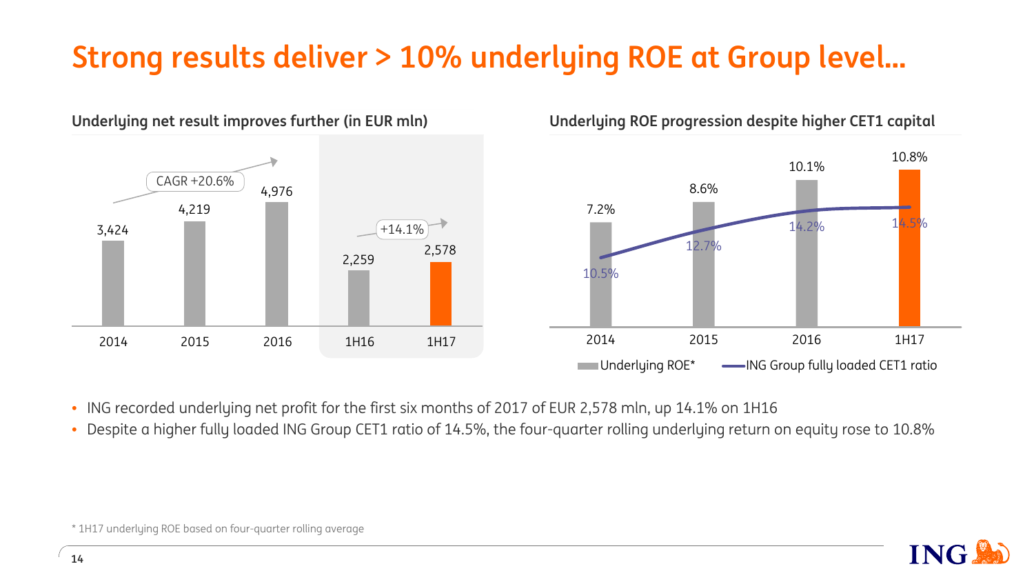# Strong results deliver > 10% underlying ROE at Group level…

## Underlying net result improves further (in EUR mln)

| | 2014 | 2015 | 2016 | 1H16 | 1H17 |
|---|---|---|---|---|---|
| Underlying net result | 3,424 | 4,219 | 4,976 | 2,259 | 2,578 |

CAGR +20.6%

+14.1%

## Underlying ROE progression despite higher CET1 capital

| | 2014 | 2015 | 2016 | 1H17 |
|---|---|---|---|---|
| Underlying ROE* | 7.2% | 8.6% | 10.1% | 10.8% |
| ING Group fully loaded CET1 ratio | 10.5% | 12.7% | 14.2% | 14.5% |

- ING recorded underlying net profit for the first six months of 2017 of EUR 2,578 mln, up 14.1% on 1H16
- Despite a higher fully loaded ING Group CET1 ratio of 14.5%, the four-quarter rolling underlying return on equity rose to 10.8%

\* 1H17 underlying ROE based on four-quarter rolling average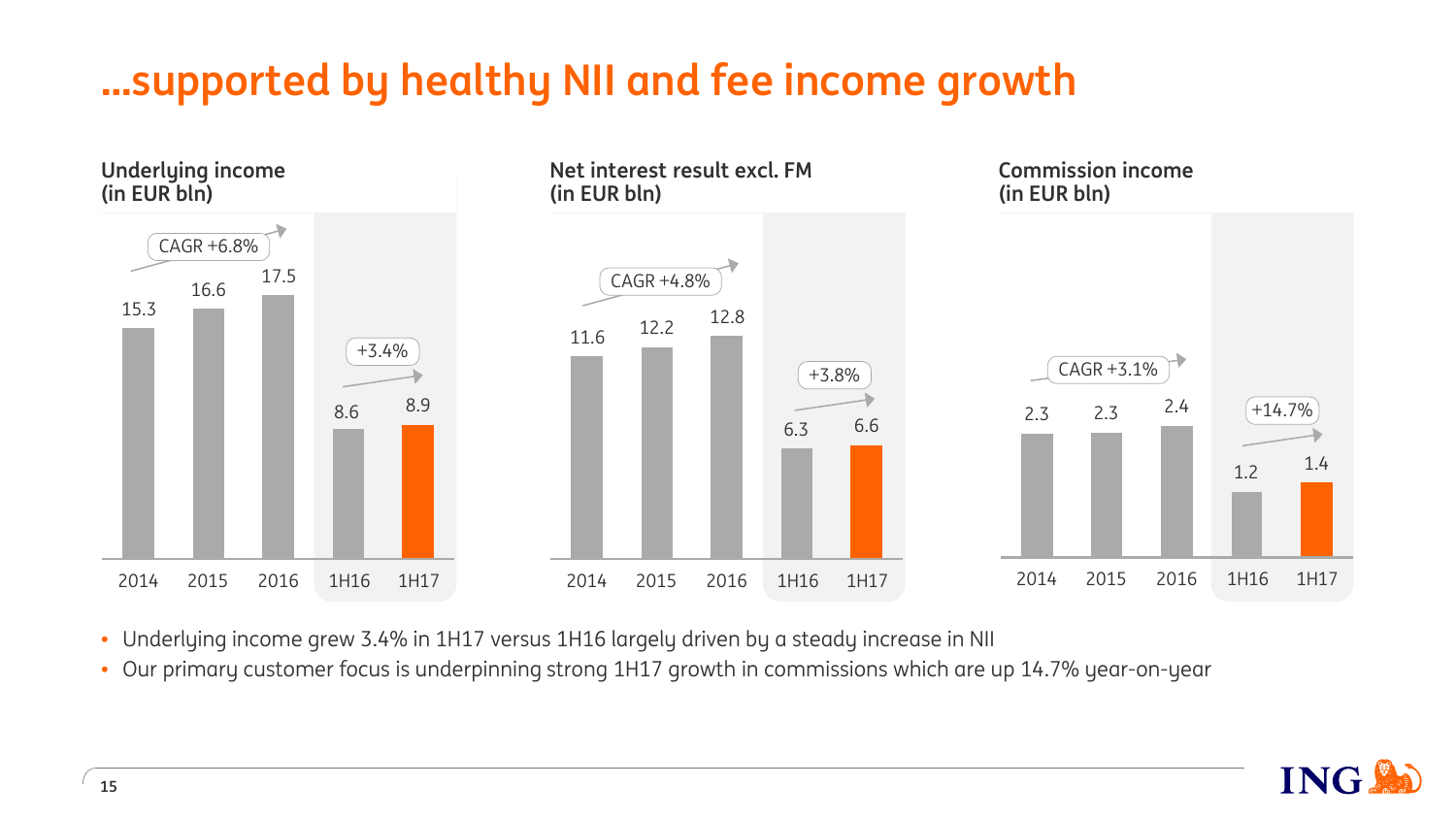# ...supported by healthy NII and fee income growth

**Underlying income (in EUR bln)**

| 2014 | 2015 | 2016 | 1H16 | 1H17 |
|---|---|---|---|---|
| 15.3 | 16.6 | 17.5 | 8.6 | 8.9 |

CAGR +6.8% (2014–2016); +3.4% (1H16–1H17)

**Net interest result excl. FM (in EUR bln)**

| 2014 | 2015 | 2016 | 1H16 | 1H17 |
|---|---|---|---|---|
| 11.6 | 12.2 | 12.8 | 6.3 | 6.6 |

CAGR +4.8% (2014–2016); +3.8% (1H16–1H17)

**Commission income (in EUR bln)**

| 2014 | 2015 | 2016 | 1H16 | 1H17 |
|---|---|---|---|---|
| 2.3 | 2.3 | 2.4 | 1.2 | 1.4 |

CAGR +3.1% (2014–2016); +14.7% (1H16–1H17)

- Underlying income grew 3.4% in 1H17 versus 1H16 largely driven by a steady increase in NII
- Our primary customer focus is underpinning strong 1H17 growth in commissions which are up 14.7% year-on-year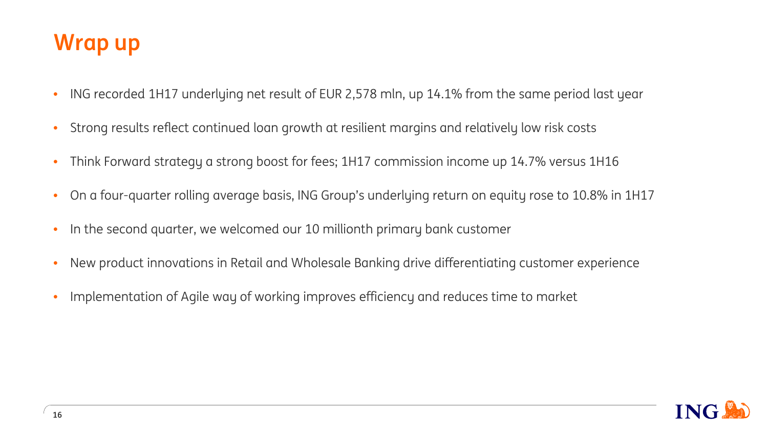# Wrap up

- ING recorded 1H17 underlying net result of EUR 2,578 mln, up 14.1% from the same period last year
- Strong results reflect continued loan growth at resilient margins and relatively low risk costs
- Think Forward strategy a strong boost for fees; 1H17 commission income up 14.7% versus 1H16
- On a four-quarter rolling average basis, ING Group's underlying return on equity rose to 10.8% in 1H17
- In the second quarter, we welcomed our 10 millionth primary bank customer
- New product innovations in Retail and Wholesale Banking drive differentiating customer experience
- Implementation of Agile way of working improves efficiency and reduces time to market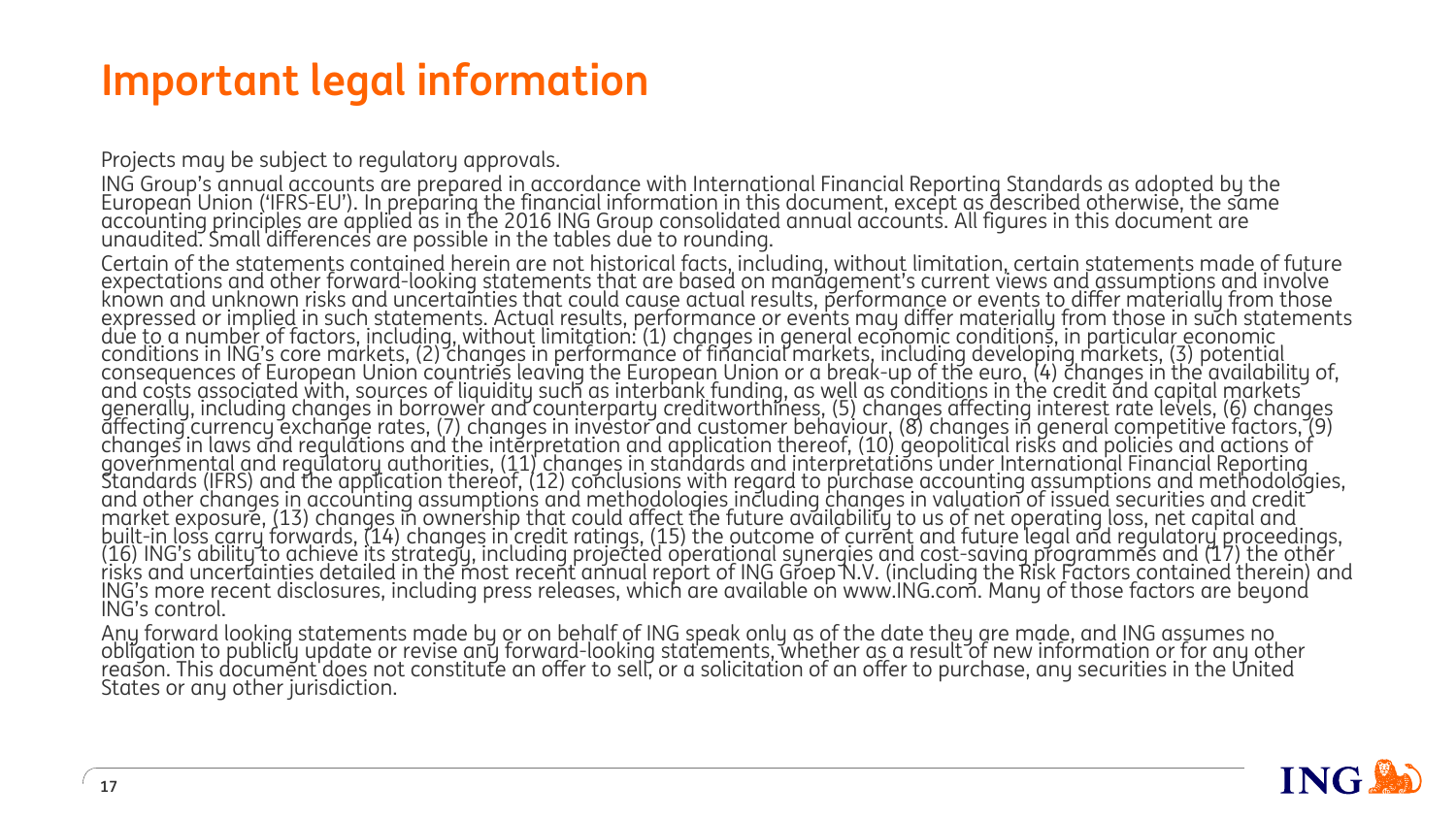# Important legal information

Projects may be subject to regulatory approvals.

ING Group's annual accounts are prepared in accordance with International Financial Reporting Standards as adopted by the European Union ('IFRS-EU'). In preparing the financial information in this document, except as described otherwise, the same accounting principles are applied as in the 2016 ING Group consolidated annual accounts. All figures in this document are unaudited. Small differences are possible in the tables due to rounding.

Certain of the statements contained herein are not historical facts, including, without limitation, certain statements made of future expectations and other forward-looking statements that are based on management's current views and assumptions and involve known and unknown risks and uncertainties that could cause actual results, performance or events to differ materially from those expressed or implied in such statements. Actual results, performance or events may differ materially from those in such statements due to a number of factors, including, without limitation: (1) changes in general economic conditions, in particular economic conditions in ING's core markets, (2) changes in performance of financial markets, including developing markets, (3) potential consequences of European Union countries leaving the European Union or a break-up of the euro, (4) changes in the availability of, and costs associated with, sources of liquidity such as interbank funding, as well as conditions in the credit and capital markets generally, including changes in borrower and counterparty creditworthiness, (5) changes affecting interest rate levels, (6) changes affecting currency exchange rates, (7) changes in investor and customer behaviour, (8) changes in general competitive factors, (9) changes in laws and regulations and the interpretation and application thereof, (10) geopolitical risks and policies and actions of governmental and regulatory authorities, (11) changes in standards and interpretations under International Financial Reporting Standards (IFRS) and the application thereof, (12) conclusions with regard to purchase accounting assumptions and methodologies, and other changes in accounting assumptions and methodologies including changes in valuation of issued securities and credit market exposure, (13) changes in ownership that could affect the future availability to us of net operating loss, net capital and built-in loss carry forwards, (14) changes in credit ratings, (15) the outcome of current and future legal and regulatory proceedings, (16) ING's ability to achieve its strategy, including projected operational synergies and cost-saving programmes and (17) the other risks and uncertainties detailed in the most recent annual report of ING Groep N.V. (including the Risk Factors contained therein) and ING's more recent disclosures, including press releases, which are available on www.ING.com. Many of those factors are beyond ING's control.

Any forward looking statements made by or on behalf of ING speak only as of the date they are made, and ING assumes no obligation to publicly update or revise any forward-looking statements, whether as a result of new information or for any other reason. This document does not constitute an offer to sell, or a solicitation of an offer to purchase, any securities in the United States or any other jurisdiction.